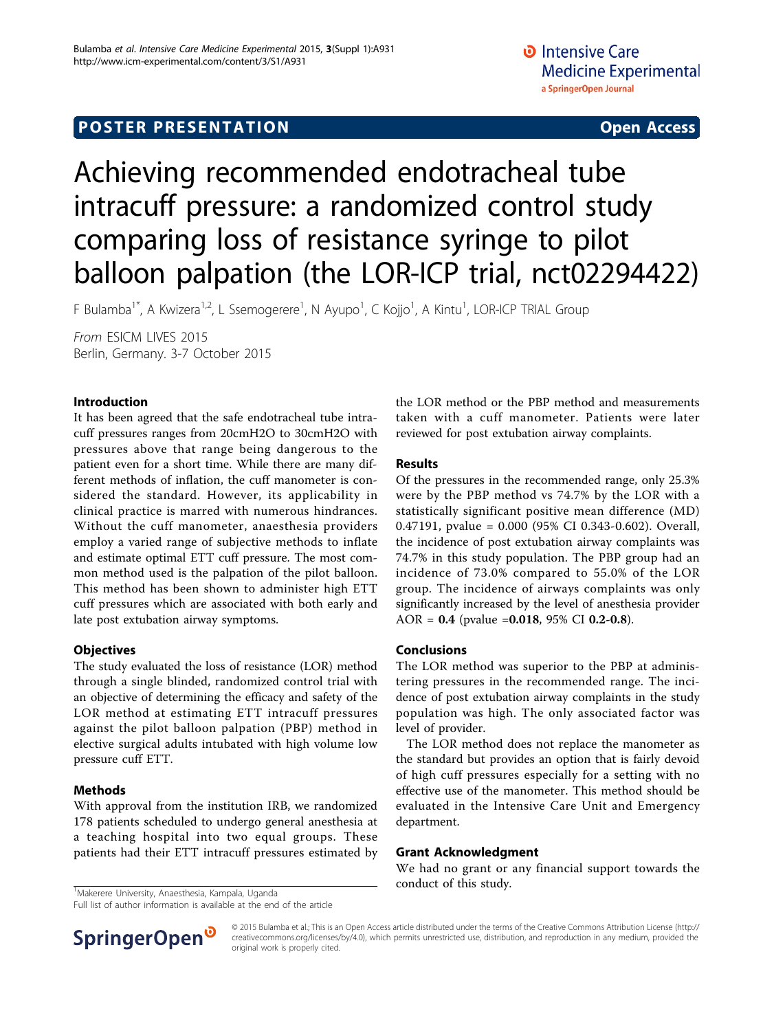POSTER PRESENTATION **Open Access**

# Achieving recommended endotracheal tube intracuff pressure: a randomized control study comparing loss of resistance syringe to pilot balloon palpation (the LOR-ICP trial, nct02294422)

F Bulamba[1*], A Kwizera[1,2], L Ssemogerere[1], N Ayupo[1], C Kojjo[1], A Kintu[1], LOR-ICP TRIAL Group

*From* ESICM LIVES 2015
Berlin, Germany. 3-7 October 2015

## Introduction

It has been agreed that the safe endotracheal tube intracuff pressures ranges from 20cmH2O to 30cmH2O with pressures above that range being dangerous to the patient even for a short time. While there are many different methods of inflation, the cuff manometer is considered the standard. However, its applicability in clinical practice is marred with numerous hindrances. Without the cuff manometer, anaesthesia providers employ a varied range of subjective methods to inflate and estimate optimal ETT cuff pressure. The most common method used is the palpation of the pilot balloon. This method has been shown to administer high ETT cuff pressures which are associated with both early and late post extubation airway symptoms.

## Objectives

The study evaluated the loss of resistance (LOR) method through a single blinded, randomized control trial with an objective of determining the efficacy and safety of the LOR method at estimating ETT intracuff pressures against the pilot balloon palpation (PBP) method in elective surgical adults intubated with high volume low pressure cuff ETT.

## Methods

With approval from the institution IRB, we randomized 178 patients scheduled to undergo general anesthesia at a teaching hospital into two equal groups. These patients had their ETT intracuff pressures estimated by the LOR method or the PBP method and measurements taken with a cuff manometer. Patients were later reviewed for post extubation airway complaints.

## Results

Of the pressures in the recommended range, only 25.3% were by the PBP method vs 74.7% by the LOR with a statistically significant positive mean difference (MD) 0.47191, pvalue = 0.000 (95% CI 0.343-0.602). Overall, the incidence of post extubation airway complaints was 74.7% in this study population. The PBP group had an incidence of 73.0% compared to 55.0% of the LOR group. The incidence of airways complaints was only significantly increased by the level of anesthesia provider AOR = **0.4** (pvalue =**0.018**, 95% CI **0.2-0.8**).

## Conclusions

The LOR method was superior to the PBP at administering pressures in the recommended range. The incidence of post extubation airway complaints in the study population was high. The only associated factor was level of provider.

The LOR method does not replace the manometer as the standard but provides an option that is fairly devoid of high cuff pressures especially for a setting with no effective use of the manometer. This method should be evaluated in the Intensive Care Unit and Emergency department.

## Grant Acknowledgment

We had no grant or any financial support towards the conduct of this study.

[1]Makerere University, Anaesthesia, Kampala, Uganda
Full list of author information is available at the end of the article

© 2015 Bulamba et al.; This is an Open Access article distributed under the terms of the Creative Commons Attribution License (http://creativecommons.org/licenses/by/4.0), which permits unrestricted use, distribution, and reproduction in any medium, provided the original work is properly cited.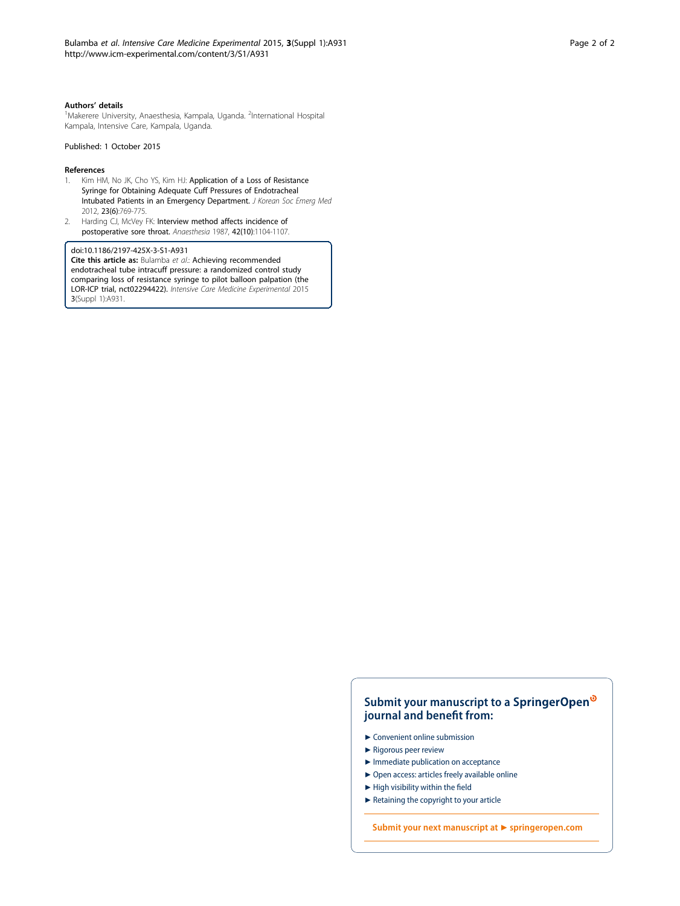#### Authors' details

[1]Makerere University, Anaesthesia, Kampala, Uganda. [2]International Hospital Kampala, Intensive Care, Kampala, Uganda.

Published: 1 October 2015

#### References

1. Kim HM, No JK, Cho YS, Kim HJ: **Application of a Loss of Resistance Syringe for Obtaining Adequate Cuff Pressures of Endotracheal Intubated Patients in an Emergency Department.** *J Korean Soc Emerg Med* 2012, **23(6)**:769-775.
2. Harding CJ, McVey FK: **Interview method affects incidence of postoperative sore throat.** *Anaesthesia* 1987, **42(10)**:1104-1107.

doi:10.1186/2197-425X-3-S1-A931
**Cite this article as:** Bulamba *et al.*: Achieving recommended endotracheal tube intracuff pressure: a randomized control study comparing loss of resistance syringe to pilot balloon palpation (the LOR-ICP trial, nct02294422). *Intensive Care Medicine Experimental* 2015 **3**(Suppl 1):A931.

**Submit your manuscript to a SpringerOpen journal and benefit from:**

- ► Convenient online submission
- ► Rigorous peer review
- ► Immediate publication on acceptance
- ► Open access: articles freely available online
- ► High visibility within the field
- ► Retaining the copyright to your article

**Submit your next manuscript at ► springeropen.com**